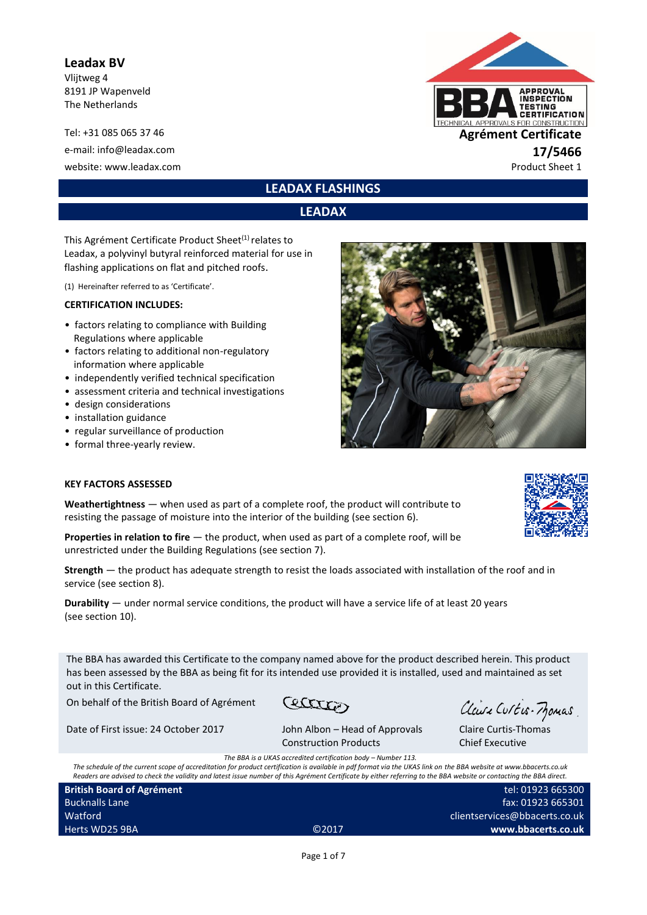**Leadax BV**
Vlijtweg 4
8191 JP Wapenveld
The Netherlands

Tel: +31 085 065 37 46
e-mail: info@leadax.com
website: www.leadax.com

**Agrément Certificate**
**17/5466**
Product Sheet 1

# LEADAX FLASHINGS

## LEADAX

This Agrément Certificate Product Sheet[1] relates to Leadax, a polyvinyl butyral reinforced material for use in flashing applications on flat and pitched roofs.

(1) Hereinafter referred to as 'Certificate'.

**CERTIFICATION INCLUDES:**

- factors relating to compliance with Building Regulations where applicable
- factors relating to additional non-regulatory information where applicable
- independently verified technical specification
- assessment criteria and technical investigations
- design considerations
- installation guidance
- regular surveillance of production
- formal three-yearly review.

**KEY FACTORS ASSESSED**

**Weathertightness** — when used as part of a complete roof, the product will contribute to resisting the passage of moisture into the interior of the building (see section 6).

**Properties in relation to fire** — the product, when used as part of a complete roof, will be unrestricted under the Building Regulations (see section 7).

**Strength** — the product has adequate strength to resist the loads associated with installation of the roof and in service (see section 8).

**Durability** — under normal service conditions, the product will have a service life of at least 20 years (see section 10).

The BBA has awarded this Certificate to the company named above for the product described herein. This product has been assessed by the BBA as being fit for its intended use provided it is installed, used and maintained as set out in this Certificate.

On behalf of the British Board of Agrément

Date of First issue: 24 October 2017

John Albon – Head of Approvals
Construction Products

Claire Curtis-Thomas
Chief Executive

*The BBA is a UKAS accredited certification body – Number 113.*
*The schedule of the current scope of accreditation for product certification is available in pdf format via the UKAS link on the BBA website at www.bbacerts.co.uk*
*Readers are advised to check the validity and latest issue number of this Agrément Certificate by either referring to the BBA website or contacting the BBA direct.*

**British Board of Agrément**
Bucknalls Lane
Watford
Herts WD25 9BA

©2017

tel: 01923 665300
fax: 01923 665301
clientservices@bbacerts.co.uk
**www.bbacerts.co.uk**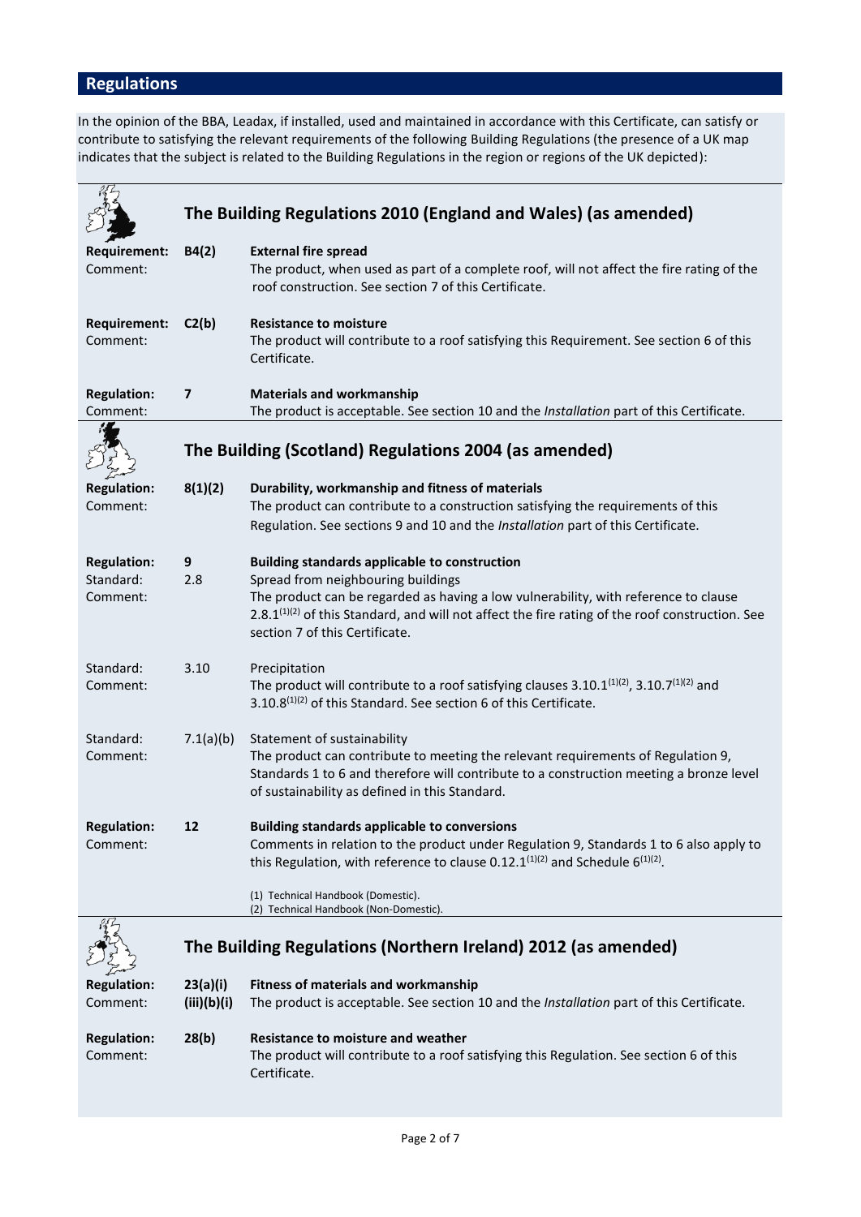## Regulations

In the opinion of the BBA, Leadax, if installed, used and maintained in accordance with this Certificate, can satisfy or contribute to satisfying the relevant requirements of the following Building Regulations (the presence of a UK map indicates that the subject is related to the Building Regulations in the region or regions of the UK depicted):

### The Building Regulations 2010 (England and Wales) (as amended)

**Requirement:** **B4(2)** **External fire spread**
Comment: The product, when used as part of a complete roof, will not affect the fire rating of the roof construction. See section 7 of this Certificate.

**Requirement:** **C2(b)** **Resistance to moisture**
Comment: The product will contribute to a roof satisfying this Requirement. See section 6 of this Certificate.

**Regulation:** **7** **Materials and workmanship**
Comment: The product is acceptable. See section 10 and the *Installation* part of this Certificate.

### The Building (Scotland) Regulations 2004 (as amended)

**Regulation:** **8(1)(2)** **Durability, workmanship and fitness of materials**
Comment: The product can contribute to a construction satisfying the requirements of this Regulation. See sections 9 and 10 and the *Installation* part of this Certificate.

**Regulation:** **9** **Building standards applicable to construction**
Standard: 2.8 Spread from neighbouring buildings
Comment: The product can be regarded as having a low vulnerability, with reference to clause 2.8.1(1)(2) of this Standard, and will not affect the fire rating of the roof construction. See section 7 of this Certificate.

Standard: 3.10 Precipitation
Comment: The product will contribute to a roof satisfying clauses 3.10.1(1)(2), 3.10.7(1)(2) and 3.10.8(1)(2) of this Standard. See section 6 of this Certificate.

Standard: 7.1(a)(b) Statement of sustainability
Comment: The product can contribute to meeting the relevant requirements of Regulation 9, Standards 1 to 6 and therefore will contribute to a construction meeting a bronze level of sustainability as defined in this Standard.

**Regulation:** **12** **Building standards applicable to conversions**
Comment: Comments in relation to the product under Regulation 9, Standards 1 to 6 also apply to this Regulation, with reference to clause 0.12.1(1)(2) and Schedule 6(1)(2).

(1) Technical Handbook (Domestic).
(2) Technical Handbook (Non-Domestic).

### The Building Regulations (Northern Ireland) 2012 (as amended)

**Regulation:** **23(a)(i)(iii)(b)(i)** **Fitness of materials and workmanship**
Comment: The product is acceptable. See section 10 and the *Installation* part of this Certificate.

**Regulation:** **28(b)** **Resistance to moisture and weather**
Comment: The product will contribute to a roof satisfying this Regulation. See section 6 of this Certificate.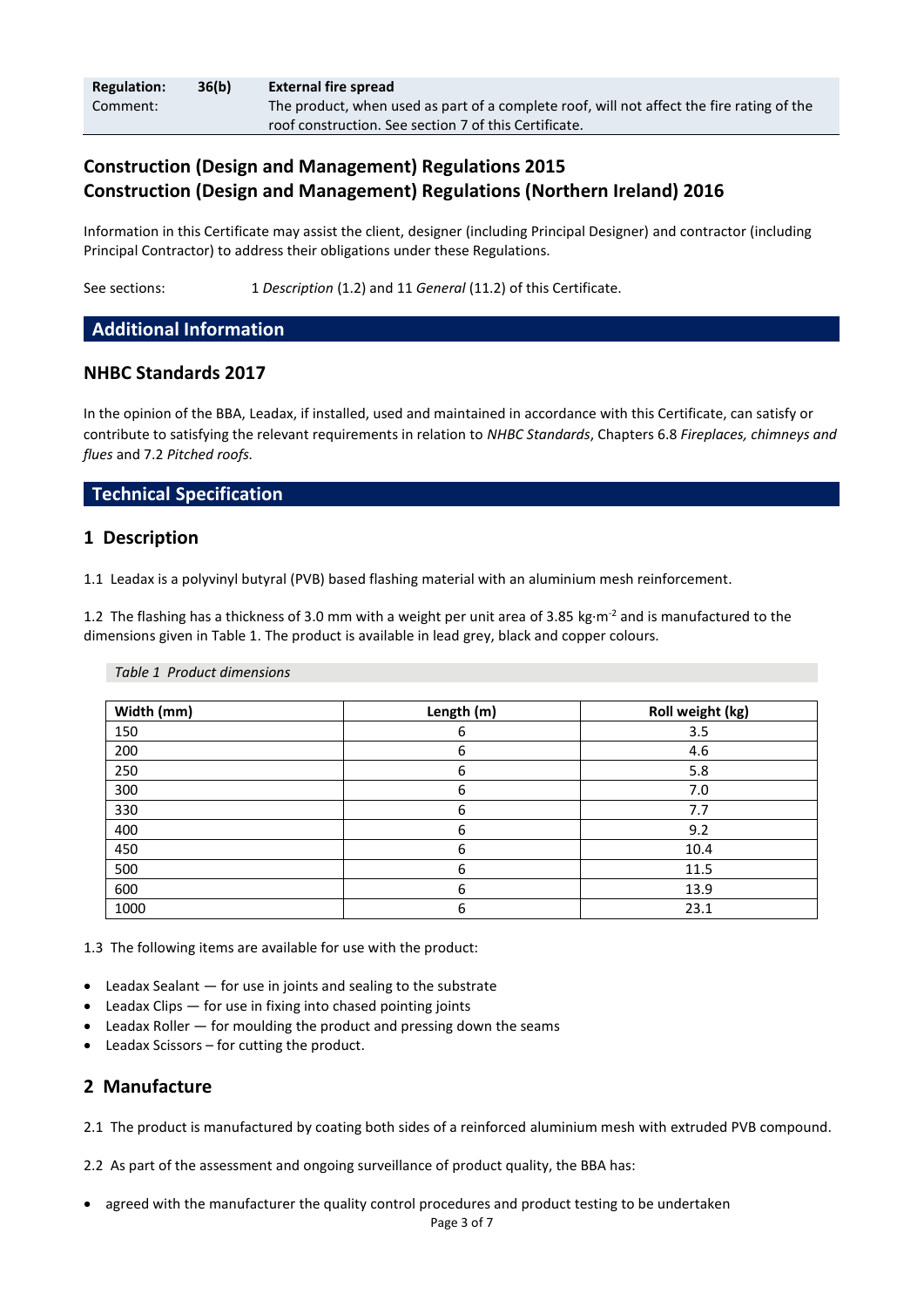| **Regulation:** | **36(b)** | **External fire spread** |
|---|---|---|
| Comment: | | The product, when used as part of a complete roof, will not affect the fire rating of the roof construction. See section 7 of this Certificate. |

## Construction (Design and Management) Regulations 2015
## Construction (Design and Management) Regulations (Northern Ireland) 2016

Information in this Certificate may assist the client, designer (including Principal Designer) and contractor (including Principal Contractor) to address their obligations under these Regulations.

See sections: 1 *Description* (1.2) and 11 *General* (11.2) of this Certificate.

# Additional Information

## NHBC Standards 2017

In the opinion of the BBA, Leadax, if installed, used and maintained in accordance with this Certificate, can satisfy or contribute to satisfying the relevant requirements in relation to *NHBC Standards*, Chapters 6.8 *Fireplaces, chimneys and flues* and 7.2 *Pitched roofs.*

# Technical Specification

## 1 Description

1.1 Leadax is a polyvinyl butyral (PVB) based flashing material with an aluminium mesh reinforcement.

1.2 The flashing has a thickness of 3.0 mm with a weight per unit area of 3.85 $kg{\cdot}m^{-2}$ and is manufactured to the dimensions given in Table 1. The product is available in lead grey, black and copper colours.

*Table 1 Product dimensions*

| Width (mm) | Length (m) | Roll weight (kg) |
|---|---|---|
| 150 | 6 | 3.5 |
| 200 | 6 | 4.6 |
| 250 | 6 | 5.8 |
| 300 | 6 | 7.0 |
| 330 | 6 | 7.7 |
| 400 | 6 | 9.2 |
| 450 | 6 | 10.4 |
| 500 | 6 | 11.5 |
| 600 | 6 | 13.9 |
| 1000 | 6 | 23.1 |

1.3 The following items are available for use with the product:

- Leadax Sealant — for use in joints and sealing to the substrate
- Leadax Clips — for use in fixing into chased pointing joints
- Leadax Roller — for moulding the product and pressing down the seams
- Leadax Scissors – for cutting the product.

## 2 Manufacture

2.1 The product is manufactured by coating both sides of a reinforced aluminium mesh with extruded PVB compound.

2.2 As part of the assessment and ongoing surveillance of product quality, the BBA has:

- agreed with the manufacturer the quality control procedures and product testing to be undertaken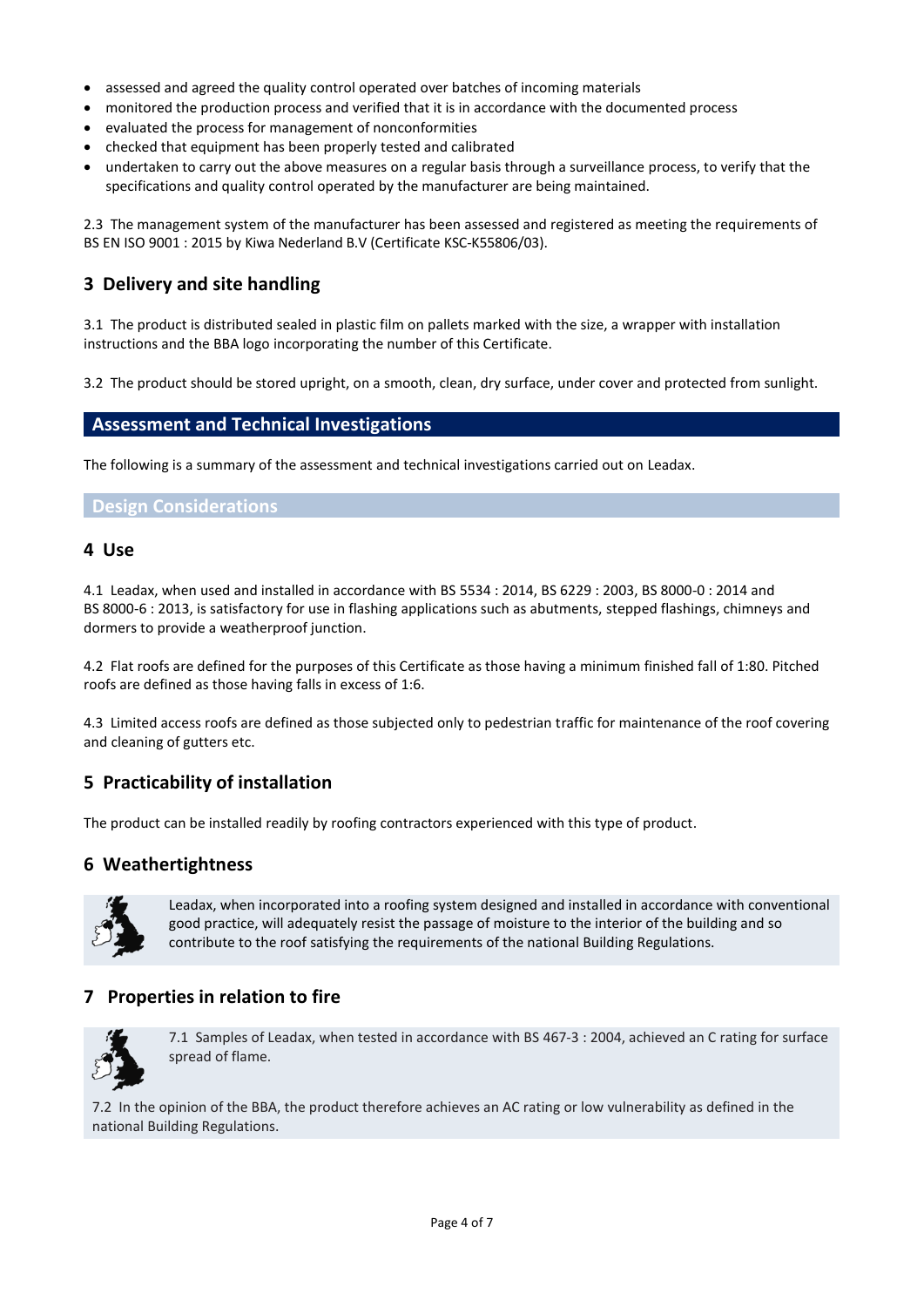- assessed and agreed the quality control operated over batches of incoming materials
- monitored the production process and verified that it is in accordance with the documented process
- evaluated the process for management of nonconformities
- checked that equipment has been properly tested and calibrated
- undertaken to carry out the above measures on a regular basis through a surveillance process, to verify that the specifications and quality control operated by the manufacturer are being maintained.

2.3 The management system of the manufacturer has been assessed and registered as meeting the requirements of BS EN ISO 9001 : 2015 by Kiwa Nederland B.V (Certificate KSC-K55806/03).

## 3 Delivery and site handling

3.1 The product is distributed sealed in plastic film on pallets marked with the size, a wrapper with installation instructions and the BBA logo incorporating the number of this Certificate.

3.2 The product should be stored upright, on a smooth, clean, dry surface, under cover and protected from sunlight.

# Assessment and Technical Investigations

The following is a summary of the assessment and technical investigations carried out on Leadax.

## Design Considerations

## 4 Use

4.1 Leadax, when used and installed in accordance with BS 5534 : 2014, BS 6229 : 2003, BS 8000-0 : 2014 and BS 8000-6 : 2013, is satisfactory for use in flashing applications such as abutments, stepped flashings, chimneys and dormers to provide a weatherproof junction.

4.2 Flat roofs are defined for the purposes of this Certificate as those having a minimum finished fall of 1:80. Pitched roofs are defined as those having falls in excess of 1:6.

4.3 Limited access roofs are defined as those subjected only to pedestrian traffic for maintenance of the roof covering and cleaning of gutters etc.

## 5 Practicability of installation

The product can be installed readily by roofing contractors experienced with this type of product.

## 6 Weathertightness

Leadax, when incorporated into a roofing system designed and installed in accordance with conventional good practice, will adequately resist the passage of moisture to the interior of the building and so contribute to the roof satisfying the requirements of the national Building Regulations.

## 7 Properties in relation to fire

7.1 Samples of Leadax, when tested in accordance with BS 467-3 : 2004, achieved an C rating for surface spread of flame.

7.2 In the opinion of the BBA, the product therefore achieves an AC rating or low vulnerability as defined in the national Building Regulations.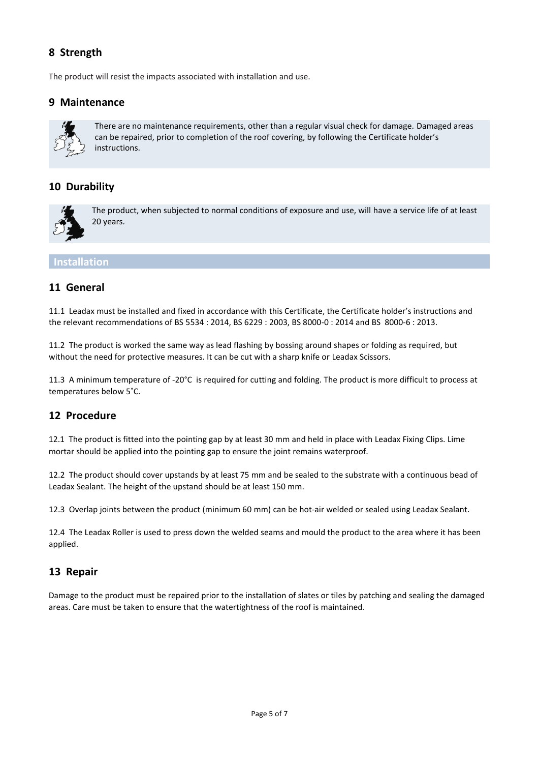## 8 Strength

The product will resist the impacts associated with installation and use.

## 9 Maintenance

There are no maintenance requirements, other than a regular visual check for damage. Damaged areas can be repaired, prior to completion of the roof covering, by following the Certificate holder's instructions.

## 10 Durability

The product, when subjected to normal conditions of exposure and use, will have a service life of at least 20 years.

# Installation

## 11 General

11.1 Leadax must be installed and fixed in accordance with this Certificate, the Certificate holder's instructions and the relevant recommendations of BS 5534 : 2014, BS 6229 : 2003, BS 8000-0 : 2014 and BS 8000-6 : 2013.

11.2 The product is worked the same way as lead flashing by bossing around shapes or folding as required, but without the need for protective measures. It can be cut with a sharp knife or Leadax Scissors.

11.3 A minimum temperature of -20°C is required for cutting and folding. The product is more difficult to process at temperatures below 5˚C.

## 12 Procedure

12.1 The product is fitted into the pointing gap by at least 30 mm and held in place with Leadax Fixing Clips. Lime mortar should be applied into the pointing gap to ensure the joint remains waterproof.

12.2 The product should cover upstands by at least 75 mm and be sealed to the substrate with a continuous bead of Leadax Sealant. The height of the upstand should be at least 150 mm.

12.3 Overlap joints between the product (minimum 60 mm) can be hot-air welded or sealed using Leadax Sealant.

12.4 The Leadax Roller is used to press down the welded seams and mould the product to the area where it has been applied.

## 13 Repair

Damage to the product must be repaired prior to the installation of slates or tiles by patching and sealing the damaged areas. Care must be taken to ensure that the watertightness of the roof is maintained.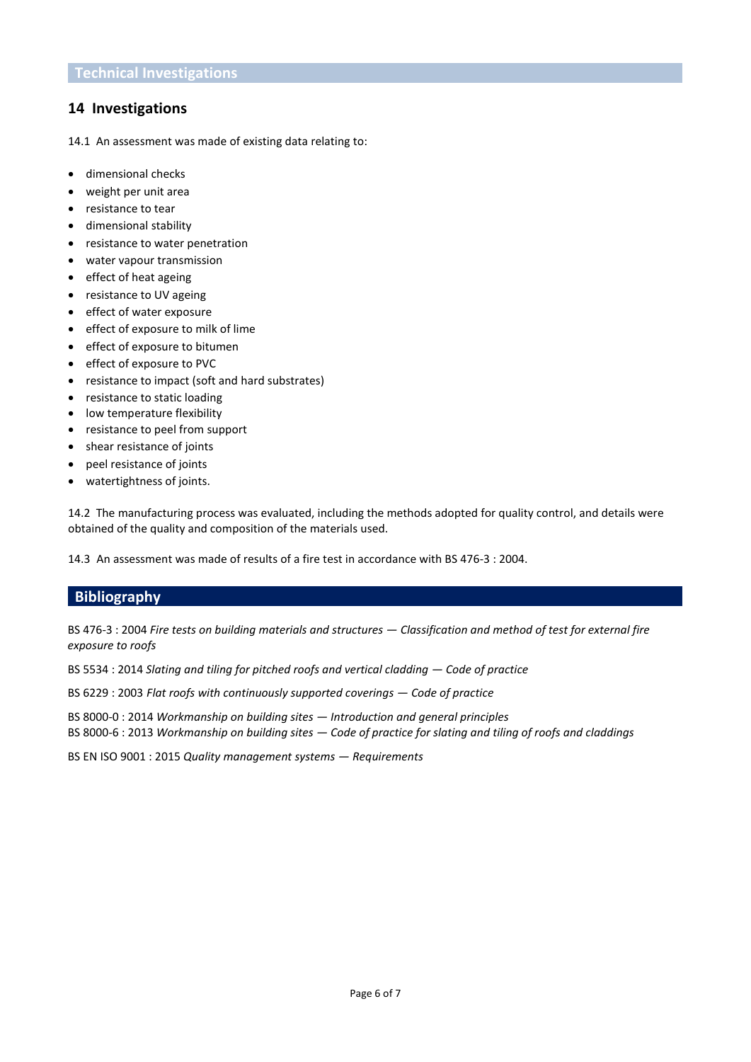## Technical Investigations

### 14 Investigations

14.1 An assessment was made of existing data relating to:

- dimensional checks
- weight per unit area
- resistance to tear
- dimensional stability
- resistance to water penetration
- water vapour transmission
- effect of heat ageing
- resistance to UV ageing
- effect of water exposure
- effect of exposure to milk of lime
- effect of exposure to bitumen
- effect of exposure to PVC
- resistance to impact (soft and hard substrates)
- resistance to static loading
- low temperature flexibility
- resistance to peel from support
- shear resistance of joints
- peel resistance of joints
- watertightness of joints.

14.2 The manufacturing process was evaluated, including the methods adopted for quality control, and details were obtained of the quality and composition of the materials used.

14.3 An assessment was made of results of a fire test in accordance with BS 476-3 : 2004.

## Bibliography

BS 476-3 : 2004 *Fire tests on building materials and structures — Classification and method of test for external fire exposure to roofs*

BS 5534 : 2014 *Slating and tiling for pitched roofs and vertical cladding — Code of practice*

BS 6229 : 2003 *Flat roofs with continuously supported coverings — Code of practice*

BS 8000-0 : 2014 *Workmanship on building sites — Introduction and general principles*
BS 8000-6 : 2013 *Workmanship on building sites — Code of practice for slating and tiling of roofs and claddings*

BS EN ISO 9001 : 2015 *Quality management systems — Requirements*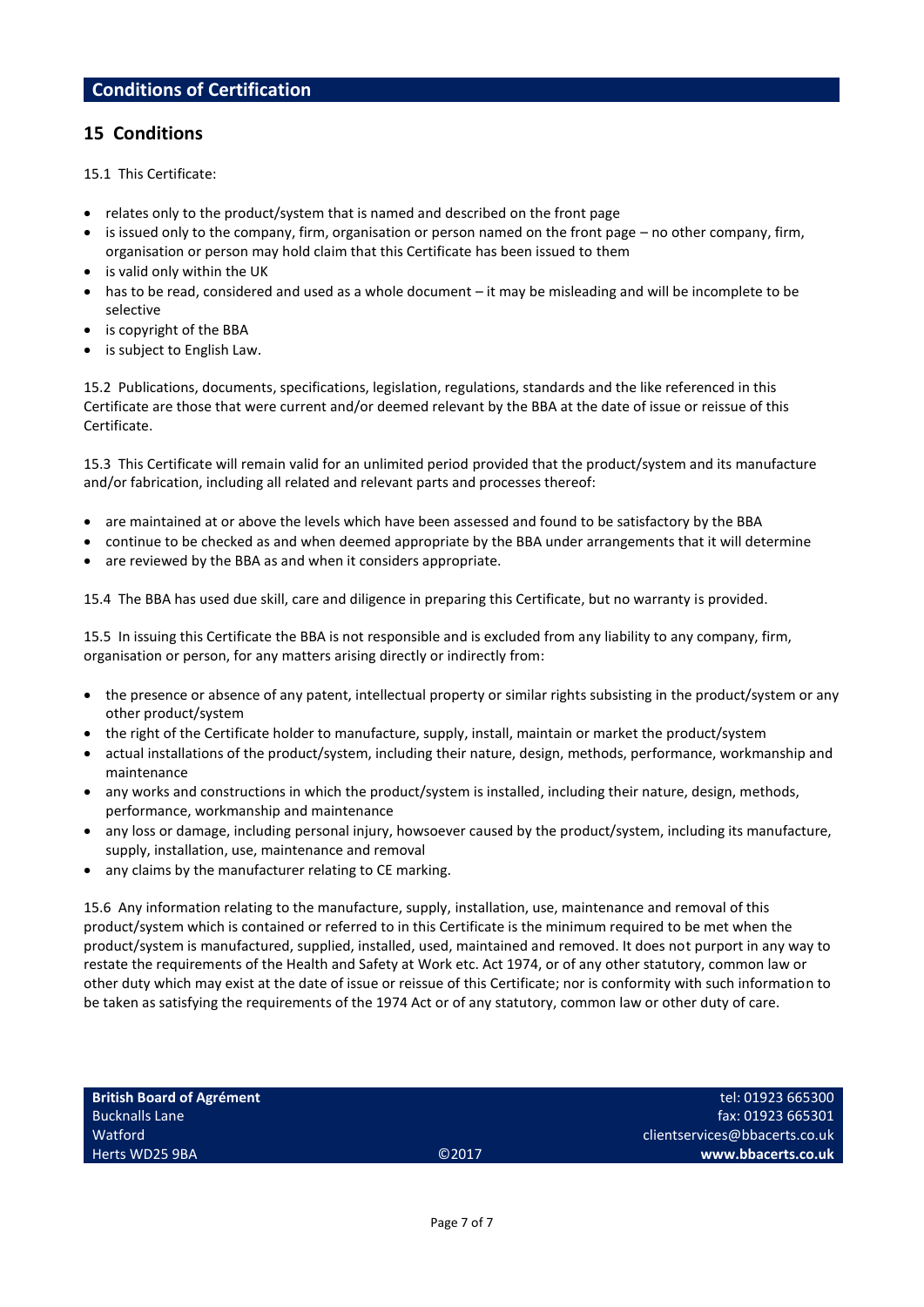## Conditions of Certification

### 15 Conditions

15.1 This Certificate:

- relates only to the product/system that is named and described on the front page
- is issued only to the company, firm, organisation or person named on the front page – no other company, firm, organisation or person may hold claim that this Certificate has been issued to them
- is valid only within the UK
- has to be read, considered and used as a whole document – it may be misleading and will be incomplete to be selective
- is copyright of the BBA
- is subject to English Law.

15.2 Publications, documents, specifications, legislation, regulations, standards and the like referenced in this Certificate are those that were current and/or deemed relevant by the BBA at the date of issue or reissue of this Certificate.

15.3 This Certificate will remain valid for an unlimited period provided that the product/system and its manufacture and/or fabrication, including all related and relevant parts and processes thereof:

- are maintained at or above the levels which have been assessed and found to be satisfactory by the BBA
- continue to be checked as and when deemed appropriate by the BBA under arrangements that it will determine
- are reviewed by the BBA as and when it considers appropriate.

15.4 The BBA has used due skill, care and diligence in preparing this Certificate, but no warranty is provided.

15.5 In issuing this Certificate the BBA is not responsible and is excluded from any liability to any company, firm, organisation or person, for any matters arising directly or indirectly from:

- the presence or absence of any patent, intellectual property or similar rights subsisting in the product/system or any other product/system
- the right of the Certificate holder to manufacture, supply, install, maintain or market the product/system
- actual installations of the product/system, including their nature, design, methods, performance, workmanship and maintenance
- any works and constructions in which the product/system is installed, including their nature, design, methods, performance, workmanship and maintenance
- any loss or damage, including personal injury, howsoever caused by the product/system, including its manufacture, supply, installation, use, maintenance and removal
- any claims by the manufacturer relating to CE marking.

15.6 Any information relating to the manufacture, supply, installation, use, maintenance and removal of this product/system which is contained or referred to in this Certificate is the minimum required to be met when the product/system is manufactured, supplied, installed, used, maintained and removed. It does not purport in any way to restate the requirements of the Health and Safety at Work etc. Act 1974, or of any other statutory, common law or other duty which may exist at the date of issue or reissue of this Certificate; nor is conformity with such information to be taken as satisfying the requirements of the 1974 Act or of any statutory, common law or other duty of care.

**British Board of Agrément**
Bucknalls Lane
Watford
Herts WD25 9BA

©2017

tel: 01923 665300
fax: 01923 665301
clientservices@bbacerts.co.uk
**www.bbacerts.co.uk**